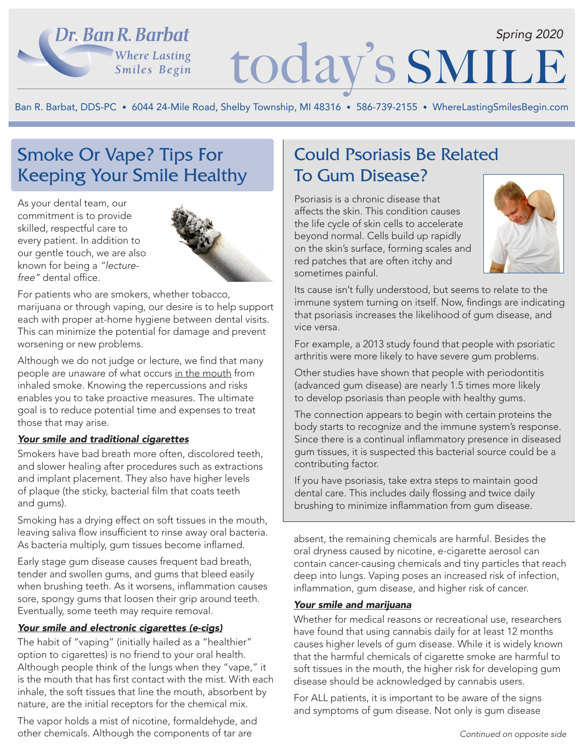# today's SMILE

Dr. Ban R. Barbat
*Where Lasting Smiles Begin*

*Spring 2020*

Ban R. Barbat, DDS-PC • 6044 24-Mile Road, Shelby Township, MI 48316 • 586-739-2155 • WhereLastingSmilesBegin.com

## Smoke Or Vape? Tips For Keeping Your Smile Healthy

As your dental team, our commitment is to provide skilled, respectful care to every patient. In addition to our gentle touch, we are also known for being a *"lecture-free"* dental office.

For patients who are smokers, whether tobacco, marijuana or through vaping, our desire is to help support each with proper at-home hygiene between dental visits. This can minimize the potential for damage and prevent worsening or new problems.

Although we do not judge or lecture, we find that many people are unaware of what occurs in the mouth from inhaled smoke. Knowing the repercussions and risks enables you to take proactive measures. The ultimate goal is to reduce potential time and expenses to treat those that may arise.

***Your smile and traditional cigarettes***

Smokers have bad breath more often, discolored teeth, and slower healing after procedures such as extractions and implant placement. They also have higher levels of plaque (the sticky, bacterial film that coats teeth and gums).

Smoking has a drying effect on soft tissues in the mouth, leaving saliva flow insufficient to rinse away oral bacteria. As bacteria multiply, gum tissues become inflamed.

Early stage gum disease causes frequent bad breath, tender and swollen gums, and gums that bleed easily when brushing teeth. As it worsens, inflammation causes sore, spongy gums that loosen their grip around teeth. Eventually, some teeth may require removal.

***Your smile and electronic cigarettes (e-cigs)***

The habit of "vaping" (initially hailed as a "healthier" option to cigarettes) is no friend to your oral health. Although people think of the lungs when they "vape," it is the mouth that has first contact with the mist. With each inhale, the soft tissues that line the mouth, absorbent by nature, are the initial receptors for the chemical mix.

The vapor holds a mist of nicotine, formaldehyde, and other chemicals. Although the components of tar are absent, the remaining chemicals are harmful. Besides the oral dryness caused by nicotine, e-cigarette aerosol can contain cancer-causing chemicals and tiny particles that reach deep into lungs. Vaping poses an increased risk of infection, inflammation, gum disease, and higher risk of cancer.

***Your smile and marijuana***

Whether for medical reasons or recreational use, researchers have found that using cannabis daily for at least 12 months causes higher levels of gum disease. While it is widely known that the harmful chemicals of cigarette smoke are harmful to soft tissues in the mouth, the higher risk for developing gum disease should be acknowledged by cannabis users.

For ALL patients, it is important to be aware of the signs and symptoms of gum disease. Not only is gum disease

*Continued on opposite side*

## Could Psoriasis Be Related To Gum Disease?

Psoriasis is a chronic disease that affects the skin. This condition causes the life cycle of skin cells to accelerate beyond normal. Cells build up rapidly on the skin's surface, forming scales and red patches that are often itchy and sometimes painful.

Its cause isn't fully understood, but seems to relate to the immune system turning on itself. Now, findings are indicating that psoriasis increases the likelihood of gum disease, and vice versa.

For example, a 2013 study found that people with psoriatic arthritis were more likely to have severe gum problems.

Other studies have shown that people with periodontitis (advanced gum disease) are nearly 1.5 times more likely to develop psoriasis than people with healthy gums.

The connection appears to begin with certain proteins the body starts to recognize and the immune system's response. Since there is a continual inflammatory presence in diseased gum tissues, it is suspected this bacterial source could be a contributing factor.

If you have psoriasis, take extra steps to maintain good dental care. This includes daily flossing and twice daily brushing to minimize inflammation from gum disease.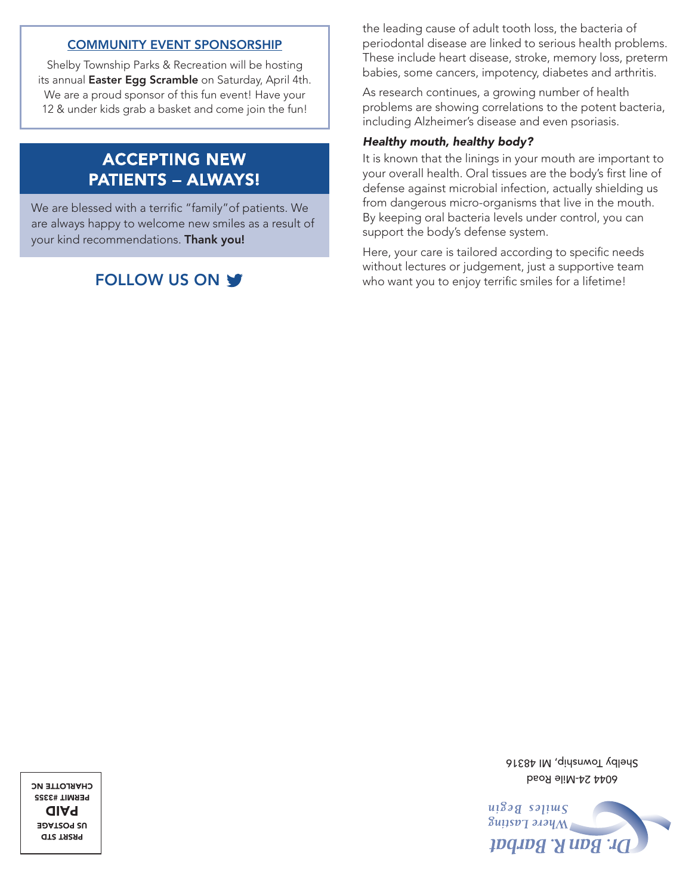## COMMUNITY EVENT SPONSORSHIP

Shelby Township Parks & Recreation will be hosting its annual **Easter Egg Scramble** on Saturday, April 4th. We are a proud sponsor of this fun event! Have your 12 & under kids grab a basket and come join the fun!

## ACCEPTING NEW PATIENTS – ALWAYS!

We are blessed with a terrific "family" of patients. We are always happy to welcome new smiles as a result of your kind recommendations. **Thank you!**

## FOLLOW US ON

the leading cause of adult tooth loss, the bacteria of periodontal disease are linked to serious health problems. These include heart disease, stroke, memory loss, preterm babies, some cancers, impotency, diabetes and arthritis.

As research continues, a growing number of health problems are showing correlations to the potent bacteria, including Alzheimer's disease and even psoriasis.

### *Healthy mouth, healthy body?*

It is known that the linings in your mouth are important to your overall health. Oral tissues are the body's first line of defense against microbial infection, actually shielding us from dangerous micro-organisms that live in the mouth. By keeping oral bacteria levels under control, you can support the body's defense system.

Here, your care is tailored according to specific needs without lectures or judgement, just a supportive team who want you to enjoy terrific smiles for a lifetime!

Dr. Ban R. Barbat
*Where Lasting Smiles Begin*

6044 24-Mile Road
Shelby Township, MI 48316

PRSRT STD
US POSTAGE
**PAID**
PERMIT #3355
CHARLOTTE NC